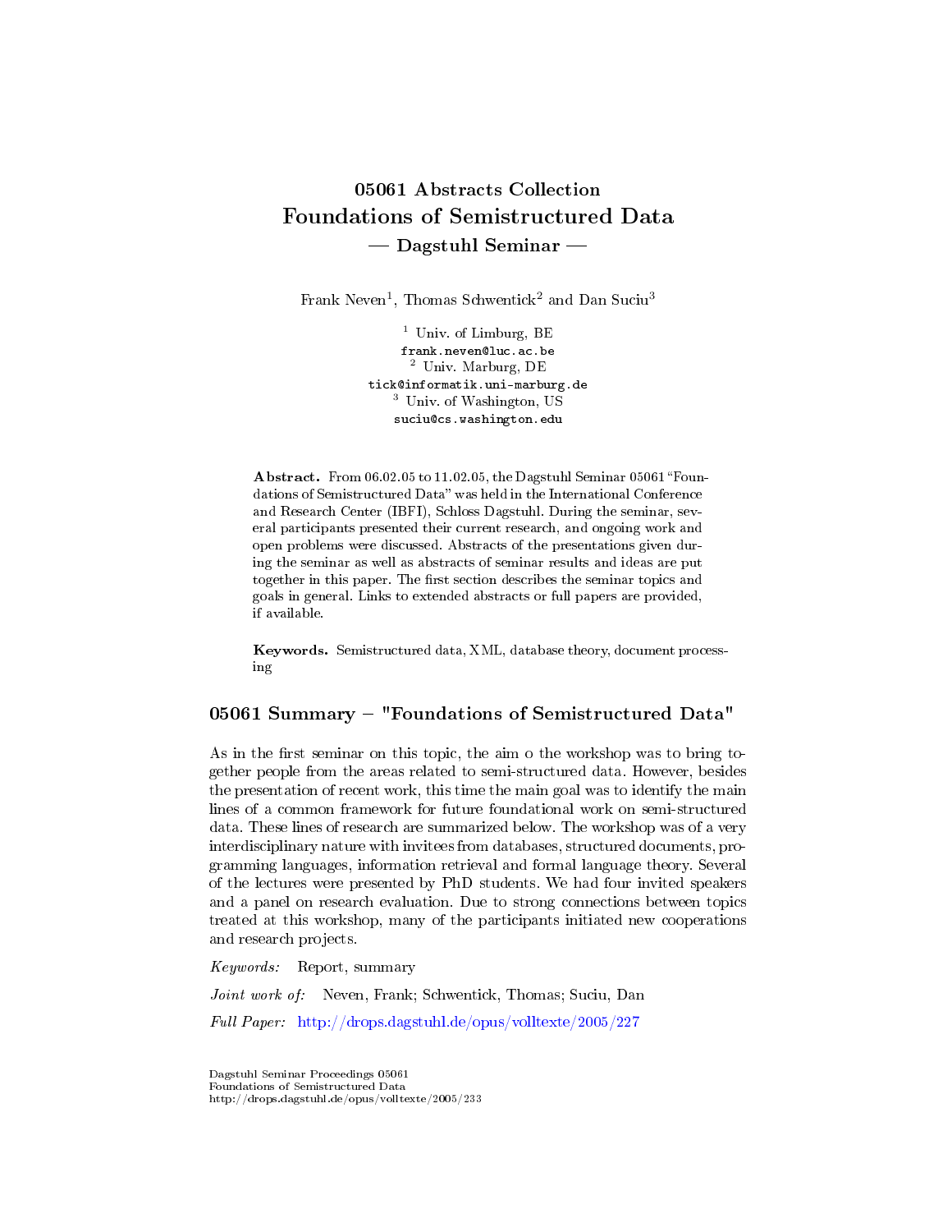# 05061 Abstracts Collection
# Foundations of Semistructured Data
## — Dagstuhl Seminar —

Frank Neven[1], Thomas Schwentick[2] and Dan Suciu[3]

[1] Univ. of Limburg, BE
frank.neven@luc.ac.be
[2] Univ. Marburg, DE
tick@informatik.uni-marburg.de
[3] Univ. of Washington, US
suciu@cs.washington.edu

**Abstract.** From 06.02.05 to 11.02.05, the Dagstuhl Seminar 05061 "Foundations of Semistructured Data" was held in the International Conference and Research Center (IBFI), Schloss Dagstuhl. During the seminar, several participants presented their current research, and ongoing work and open problems were discussed. Abstracts of the presentations given during the seminar as well as abstracts of seminar results and ideas are put together in this paper. The first section describes the seminar topics and goals in general. Links to extended abstracts or full papers are provided, if available.

**Keywords.** Semistructured data, XML, database theory, document processing

## 05061 Summary – "Foundations of Semistructured Data"

As in the first seminar on this topic, the aim o the workshop was to bring together people from the areas related to semi-structured data. However, besides the presentation of recent work, this time the main goal was to identify the main lines of a common framework for future foundational work on semi-structured data. These lines of research are summarized below. The workshop was of a very interdisciplinary nature with invitees from databases, structured documents, programming languages, information retrieval and formal language theory. Several of the lectures were presented by PhD students. We had four invited speakers and a panel on research evaluation. Due to strong connections between topics treated at this workshop, many of the participants initiated new cooperations and research projects.

*Keywords:* Report, summary

*Joint work of:* Neven, Frank; Schwentick, Thomas; Suciu, Dan

*Full Paper:* http://drops.dagstuhl.de/opus/volltexte/2005/227

Dagstuhl Seminar Proceedings 05061
Foundations of Semistructured Data
http://drops.dagstuhl.de/opus/volltexte/2005/233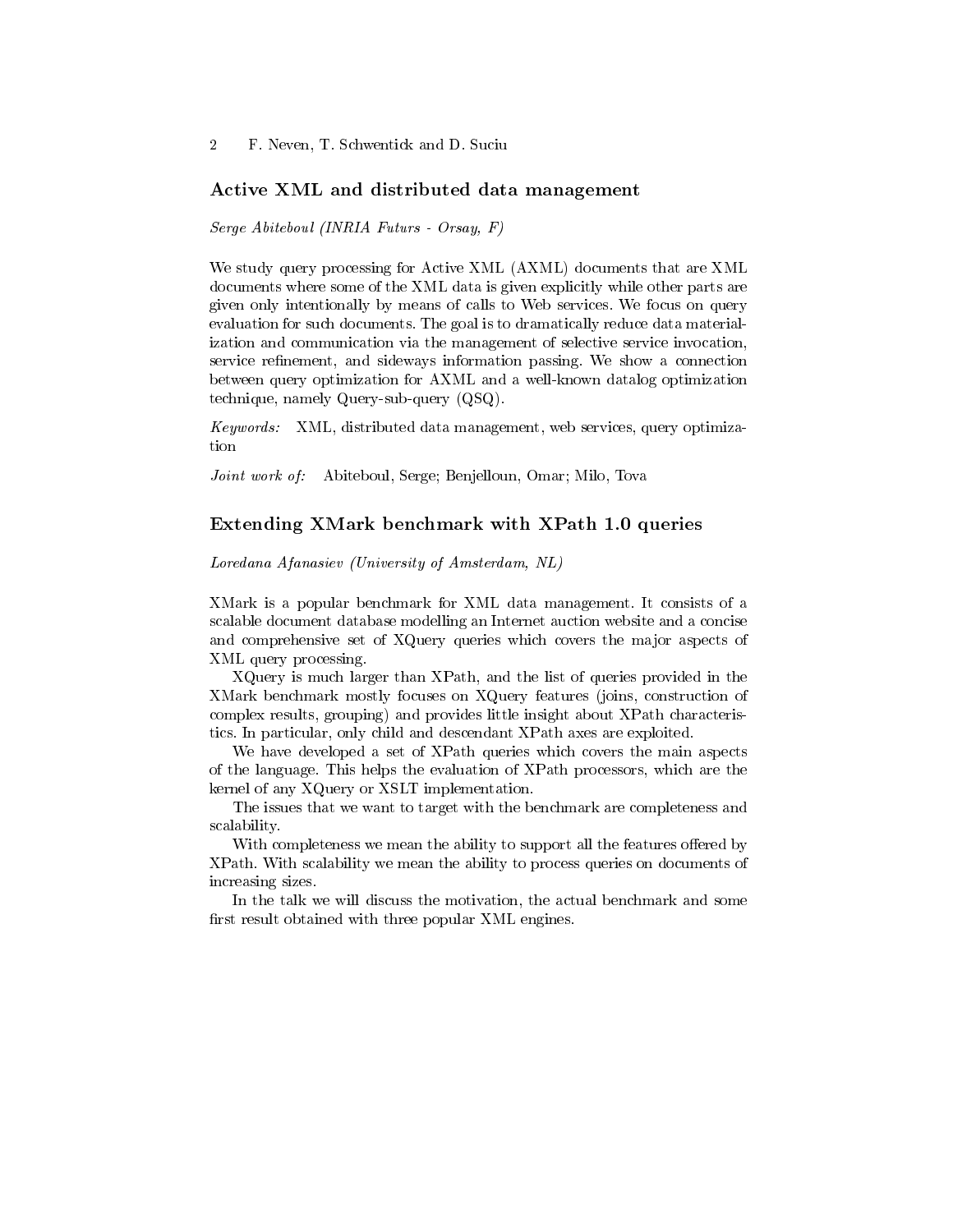## Active XML and distributed data management

*Serge Abiteboul (INRIA Futurs - Orsay, F)*

We study query processing for Active XML (AXML) documents that are XML documents where some of the XML data is given explicitly while other parts are given only intentionally by means of calls to Web services. We focus on query evaluation for such documents. The goal is to dramatically reduce data materialization and communication via the management of selective service invocation, service refinement, and sideways information passing. We show a connection between query optimization for AXML and a well-known datalog optimization technique, namely Query-sub-query (QSQ).

*Keywords:* XML, distributed data management, web services, query optimization

*Joint work of:* Abiteboul, Serge; Benjelloun, Omar; Milo, Tova

## Extending XMark benchmark with XPath 1.0 queries

*Loredana Afanasiev (University of Amsterdam, NL)*

XMark is a popular benchmark for XML data management. It consists of a scalable document database modelling an Internet auction website and a concise and comprehensive set of XQuery queries which covers the major aspects of XML query processing.

XQuery is much larger than XPath, and the list of queries provided in the XMark benchmark mostly focuses on XQuery features (joins, construction of complex results, grouping) and provides little insight about XPath characteristics. In particular, only child and descendant XPath axes are exploited.

We have developed a set of XPath queries which covers the main aspects of the language. This helps the evaluation of XPath processors, which are the kernel of any XQuery or XSLT implementation.

The issues that we want to target with the benchmark are completeness and scalability.

With completeness we mean the ability to support all the features offered by XPath. With scalability we mean the ability to process queries on documents of increasing sizes.

In the talk we will discuss the motivation, the actual benchmark and some first result obtained with three popular XML engines.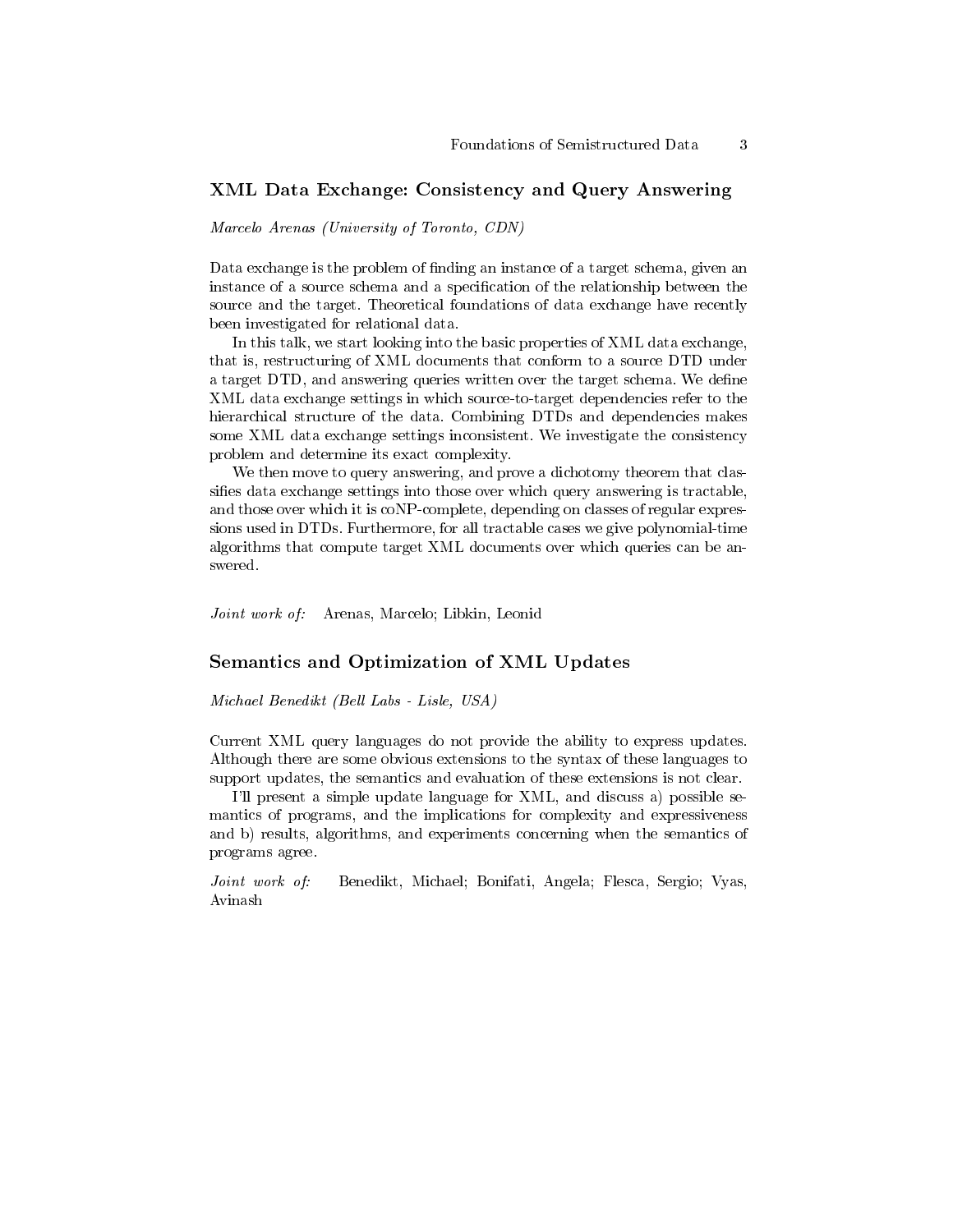## XML Data Exchange: Consistency and Query Answering

*Marcelo Arenas (University of Toronto, CDN)*

Data exchange is the problem of finding an instance of a target schema, given an instance of a source schema and a specification of the relationship between the source and the target. Theoretical foundations of data exchange have recently been investigated for relational data.

In this talk, we start looking into the basic properties of XML data exchange, that is, restructuring of XML documents that conform to a source DTD under a target DTD, and answering queries written over the target schema. We define XML data exchange settings in which source-to-target dependencies refer to the hierarchical structure of the data. Combining DTDs and dependencies makes some XML data exchange settings inconsistent. We investigate the consistency problem and determine its exact complexity.

We then move to query answering, and prove a dichotomy theorem that classifies data exchange settings into those over which query answering is tractable, and those over which it is coNP-complete, depending on classes of regular expressions used in DTDs. Furthermore, for all tractable cases we give polynomial-time algorithms that compute target XML documents over which queries can be answered.

*Joint work of:* Arenas, Marcelo; Libkin, Leonid

## Semantics and Optimization of XML Updates

*Michael Benedikt (Bell Labs - Lisle, USA)*

Current XML query languages do not provide the ability to express updates. Although there are some obvious extensions to the syntax of these languages to support updates, the semantics and evaluation of these extensions is not clear.

I'll present a simple update language for XML, and discuss a) possible semantics of programs, and the implications for complexity and expressiveness and b) results, algorithms, and experiments concerning when the semantics of programs agree.

*Joint work of:* Benedikt, Michael; Bonifati, Angela; Flesca, Sergio; Vyas, Avinash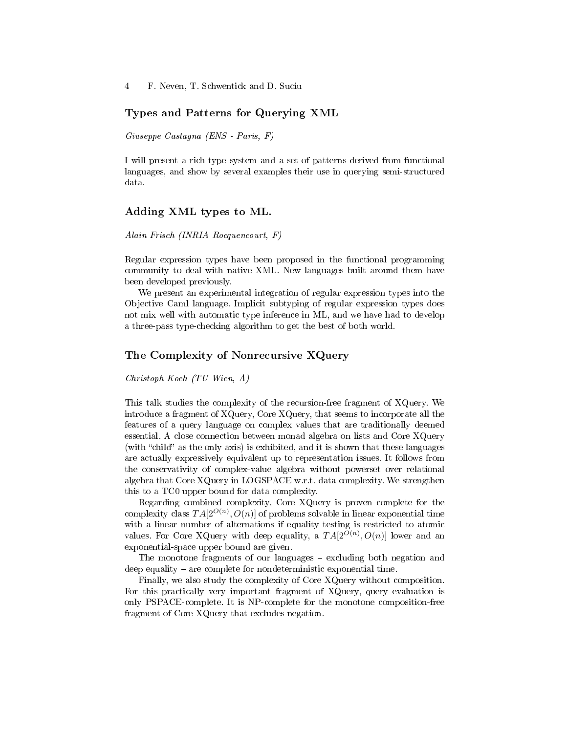## Types and Patterns for Querying XML

*Giuseppe Castagna (ENS - Paris, F)*

I will present a rich type system and a set of patterns derived from functional languages, and show by several examples their use in querying semi-structured data.

## Adding XML types to ML.

*Alain Frisch (INRIA Rocquencourt, F)*

Regular expression types have been proposed in the functional programming community to deal with native XML. New languages built around them have been developed previously.

We present an experimental integration of regular expression types into the Objective Caml language. Implicit subtyping of regular expression types does not mix well with automatic type inference in ML, and we have had to develop a three-pass type-checking algorithm to get the best of both world.

## The Complexity of Nonrecursive XQuery

*Christoph Koch (TU Wien, A)*

This talk studies the complexity of the recursion-free fragment of XQuery. We introduce a fragment of XQuery, Core XQuery, that seems to incorporate all the features of a query language on complex values that are traditionally deemed essential. A close connection between monad algebra on lists and Core XQuery (with "child" as the only axis) is exhibited, and it is shown that these languages are actually expressively equivalent up to representation issues. It follows from the conservativity of complex-value algebra without powerset over relational algebra that Core XQuery in LOGSPACE w.r.t. data complexity. We strengthen this to a TC0 upper bound for data complexity.

Regarding combined complexity, Core XQuery is proven complete for the complexity class $TA[2^{O(n)}, O(n)]$ of problems solvable in linear exponential time with a linear number of alternations if equality testing is restricted to atomic values. For Core XQuery with deep equality, a $TA[2^{O(n)}, O(n)]$ lower and an exponential-space upper bound are given.

The monotone fragments of our languages – excluding both negation and deep equality – are complete for nondeterministic exponential time.

Finally, we also study the complexity of Core XQuery without composition. For this practically very important fragment of XQuery, query evaluation is only PSPACE-complete. It is NP-complete for the monotone composition-free fragment of Core XQuery that excludes negation.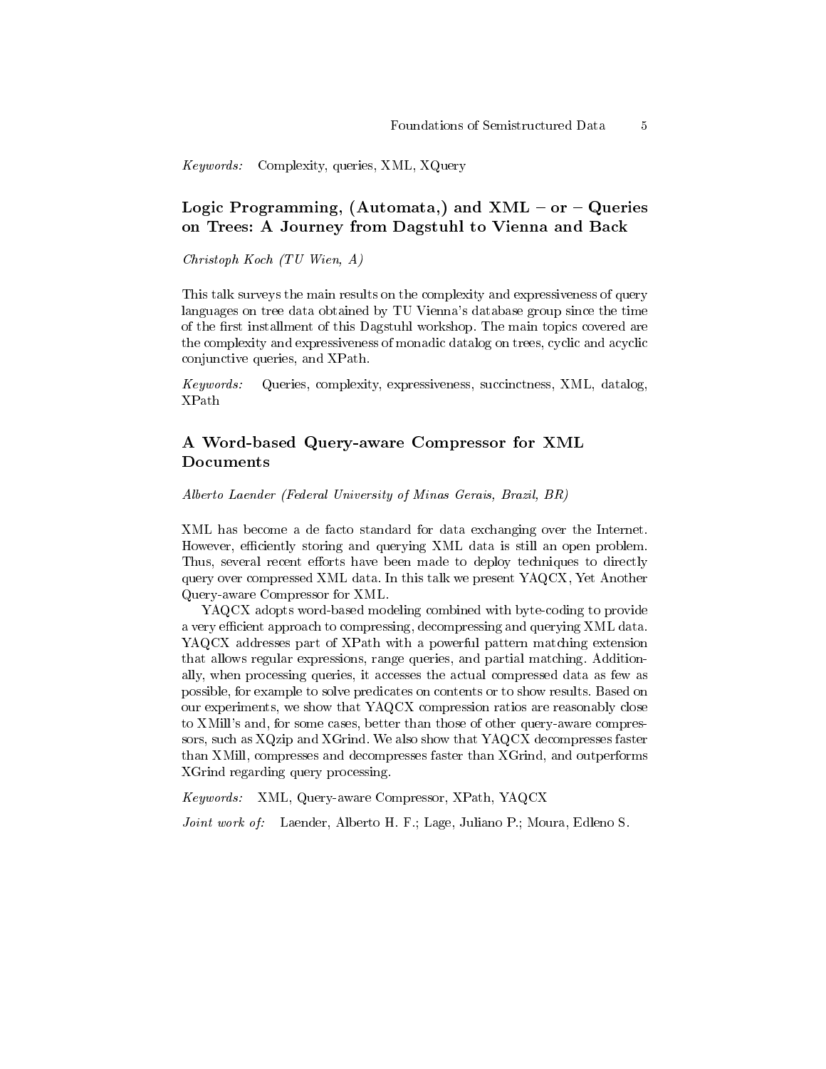*Keywords:* Complexity, queries, XML, XQuery

## Logic Programming, (Automata,) and XML – or – Queries on Trees: A Journey from Dagstuhl to Vienna and Back

*Christoph Koch (TU Wien, A)*

This talk surveys the main results on the complexity and expressiveness of query languages on tree data obtained by TU Vienna's database group since the time of the first installment of this Dagstuhl workshop. The main topics covered are the complexity and expressiveness of monadic datalog on trees, cyclic and acyclic conjunctive queries, and XPath.

*Keywords:* Queries, complexity, expressiveness, succinctness, XML, datalog, XPath

## A Word-based Query-aware Compressor for XML Documents

*Alberto Laender (Federal University of Minas Gerais, Brazil, BR)*

XML has become a de facto standard for data exchanging over the Internet. However, efficiently storing and querying XML data is still an open problem. Thus, several recent efforts have been made to deploy techniques to directly query over compressed XML data. In this talk we present YAQCX, Yet Another Query-aware Compressor for XML.

YAQCX adopts word-based modeling combined with byte-coding to provide a very efficient approach to compressing, decompressing and querying XML data. YAQCX addresses part of XPath with a powerful pattern matching extension that allows regular expressions, range queries, and partial matching. Additionally, when processing queries, it accesses the actual compressed data as few as possible, for example to solve predicates on contents or to show results. Based on our experiments, we show that YAQCX compression ratios are reasonably close to XMill's and, for some cases, better than those of other query-aware compressors, such as XQzip and XGrind. We also show that YAQCX decompresses faster than XMill, compresses and decompresses faster than XGrind, and outperforms XGrind regarding query processing.

*Keywords:* XML, Query-aware Compressor, XPath, YAQCX

*Joint work of:* Laender, Alberto H. F.; Lage, Juliano P.; Moura, Edleno S.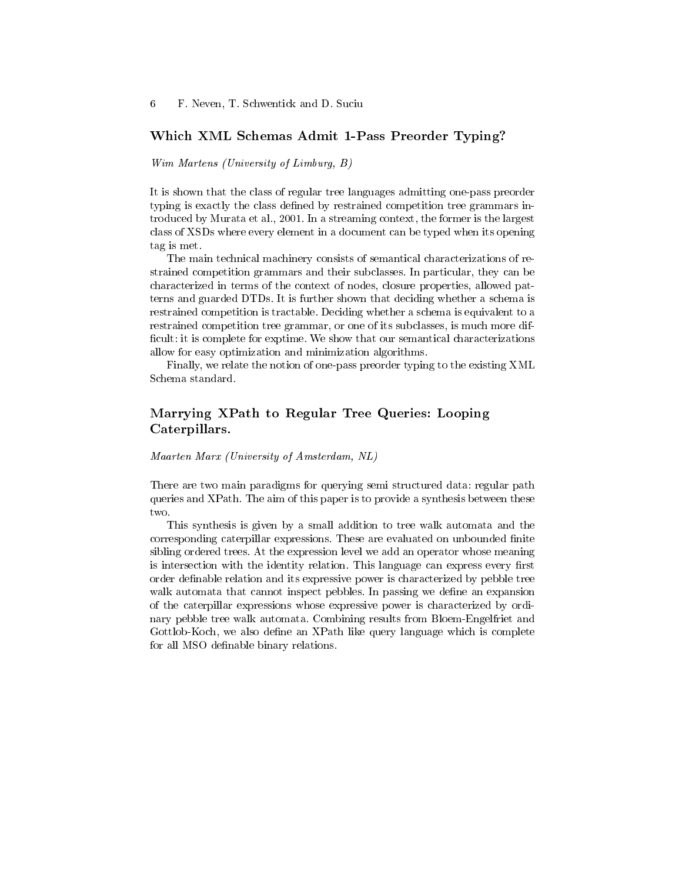## Which XML Schemas Admit 1-Pass Preorder Typing?

*Wim Martens (University of Limburg, B)*

It is shown that the class of regular tree languages admitting one-pass preorder typing is exactly the class defined by restrained competition tree grammars introduced by Murata et al., 2001. In a streaming context, the former is the largest class of XSDs where every element in a document can be typed when its opening tag is met.

The main technical machinery consists of semantical characterizations of restrained competition grammars and their subclasses. In particular, they can be characterized in terms of the context of nodes, closure properties, allowed patterns and guarded DTDs. It is further shown that deciding whether a schema is restrained competition is tractable. Deciding whether a schema is equivalent to a restrained competition tree grammar, or one of its subclasses, is much more difficult: it is complete for exptime. We show that our semantical characterizations allow for easy optimization and minimization algorithms.

Finally, we relate the notion of one-pass preorder typing to the existing XML Schema standard.

## Marrying XPath to Regular Tree Queries: Looping Caterpillars.

*Maarten Marx (University of Amsterdam, NL)*

There are two main paradigms for querying semi structured data: regular path queries and XPath. The aim of this paper is to provide a synthesis between these two.

This synthesis is given by a small addition to tree walk automata and the corresponding caterpillar expressions. These are evaluated on unbounded finite sibling ordered trees. At the expression level we add an operator whose meaning is intersection with the identity relation. This language can express every first order definable relation and its expressive power is characterized by pebble tree walk automata that cannot inspect pebbles. In passing we define an expansion of the caterpillar expressions whose expressive power is characterized by ordinary pebble tree walk automata. Combining results from Bloem-Engelfriet and Gottlob-Koch, we also define an XPath like query language which is complete for all MSO definable binary relations.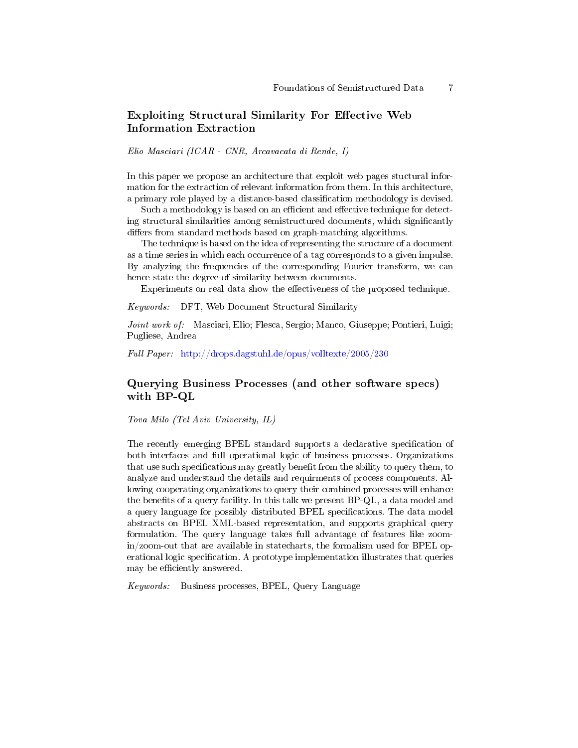## Exploiting Structural Similarity For Effective Web Information Extraction

*Elio Masciari (ICAR - CNR, Arcavacata di Rende, I)*

In this paper we propose an architecture that exploit web pages stuctural information for the extraction of relevant information from them. In this architecture, a primary role played by a distance-based classification methodology is devised.

Such a methodology is based on an efficient and effective technique for detecting structural similarities among semistructured documents, which significantly differs from standard methods based on graph-matching algorithms.

The technique is based on the idea of representing the structure of a document as a time series in which each occurrence of a tag corresponds to a given impulse. By analyzing the frequencies of the corresponding Fourier transform, we can hence state the degree of similarity between documents.

Experiments on real data show the effectiveness of the proposed technique.

*Keywords:* DFT, Web Document Structural Similarity

*Joint work of:* Masciari, Elio; Flesca, Sergio; Manco, Giuseppe; Pontieri, Luigi; Pugliese, Andrea

*Full Paper:* http://drops.dagstuhl.de/opus/volltexte/2005/230

## Querying Business Processes (and other software specs) with BP-QL

*Tova Milo (Tel Aviv University, IL)*

The recently emerging BPEL standard supports a declarative specification of both interfaces and full operational logic of business processes. Organizations that use such specifications may greatly benefit from the ability to query them, to analyze and understand the details and requirments of process components. Allowing cooperating organizations to query their combined processes will enhance the benefits of a query facility. In this talk we present BP-QL, a data model and a query language for possibly distributed BPEL specifications. The data model abstracts on BPEL XML-based representation, and supports graphical query formulation. The query language takes full advantage of features like zoom-in/zoom-out that are available in statecharts, the formalism used for BPEL operational logic specification. A prototype implementation illustrates that queries may be efficiently answered.

*Keywords:* Business processes, BPEL, Query Language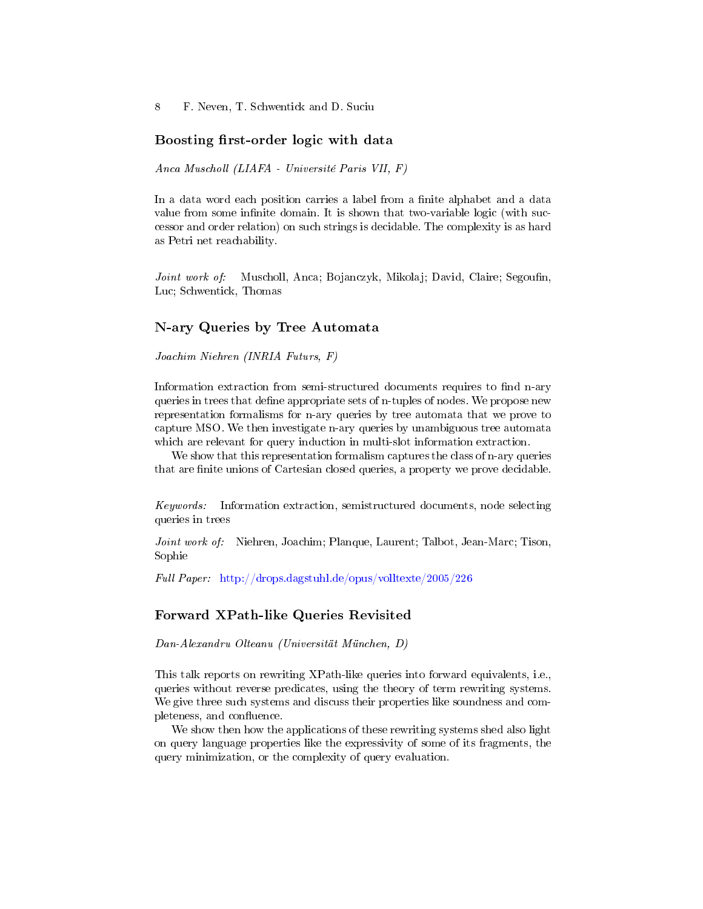## Boosting first-order logic with data

*Anca Muscholl (LIAFA - Université Paris VII, F)*

In a data word each position carries a label from a finite alphabet and a data value from some infinite domain. It is shown that two-variable logic (with successor and order relation) on such strings is decidable. The complexity is as hard as Petri net reachability.

*Joint work of:* Muscholl, Anca; Bojanczyk, Mikolaj; David, Claire; Segoufin, Luc; Schwentick, Thomas

## N-ary Queries by Tree Automata

*Joachim Niehren (INRIA Futurs, F)*

Information extraction from semi-structured documents requires to find n-ary queries in trees that define appropriate sets of n-tuples of nodes. We propose new representation formalisms for n-ary queries by tree automata that we prove to capture MSO. We then investigate n-ary queries by unambiguous tree automata which are relevant for query induction in multi-slot information extraction.

We show that this representation formalism captures the class of n-ary queries that are finite unions of Cartesian closed queries, a property we prove decidable.

*Keywords:* Information extraction, semistructured documents, node selecting queries in trees

*Joint work of:* Niehren, Joachim; Planque, Laurent; Talbot, Jean-Marc; Tison, Sophie

*Full Paper:* http://drops.dagstuhl.de/opus/volltexte/2005/226

## Forward XPath-like Queries Revisited

*Dan-Alexandru Olteanu (Universität München, D)*

This talk reports on rewriting XPath-like queries into forward equivalents, i.e., queries without reverse predicates, using the theory of term rewriting systems. We give three such systems and discuss their properties like soundness and completeness, and confluence.

We show then how the applications of these rewriting systems shed also light on query language properties like the expressivity of some of its fragments, the query minimization, or the complexity of query evaluation.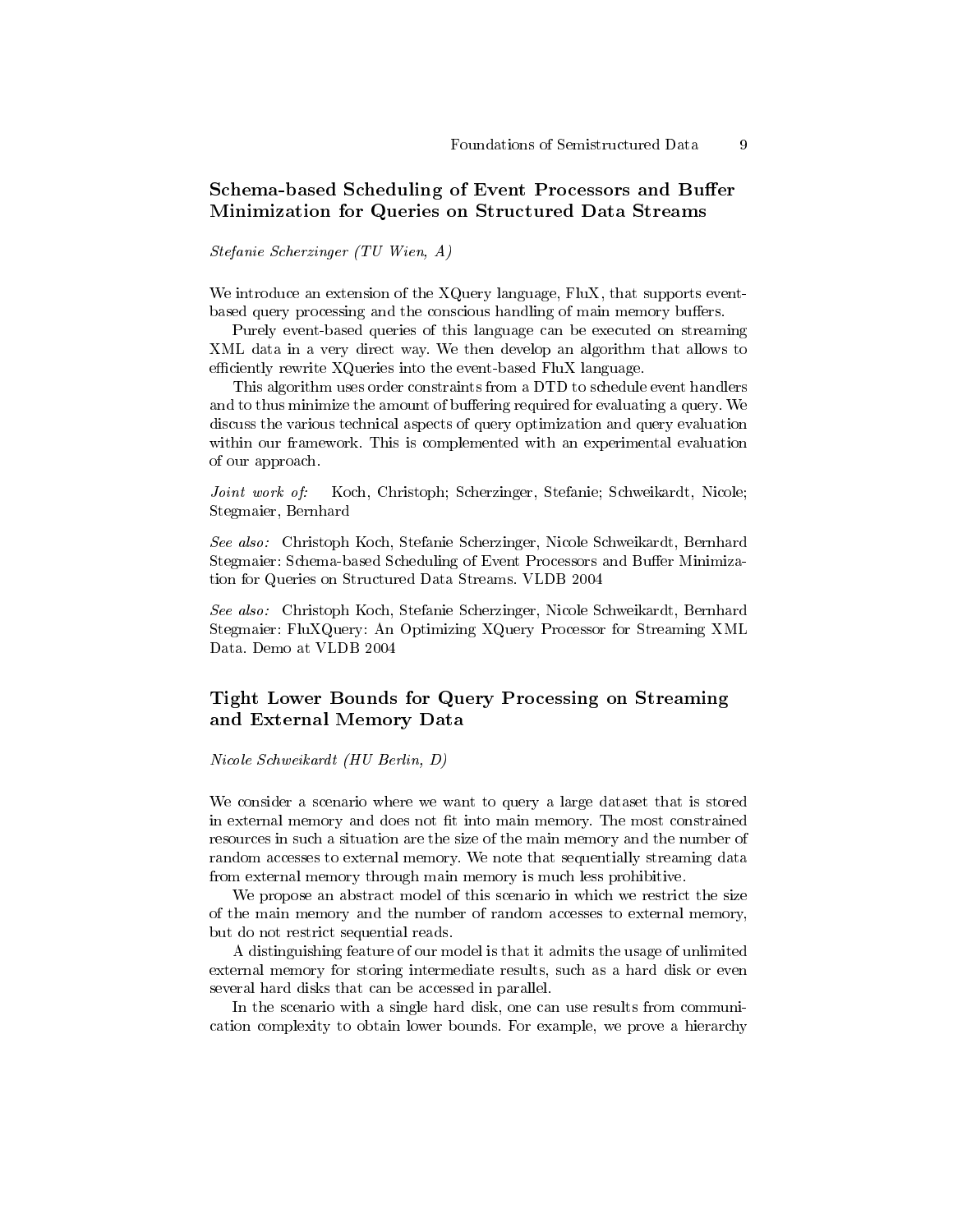## Schema-based Scheduling of Event Processors and Buffer Minimization for Queries on Structured Data Streams

*Stefanie Scherzinger (TU Wien, A)*

We introduce an extension of the XQuery language, FluX, that supports event-based query processing and the conscious handling of main memory buffers.

Purely event-based queries of this language can be executed on streaming XML data in a very direct way. We then develop an algorithm that allows to efficiently rewrite XQueries into the event-based FluX language.

This algorithm uses order constraints from a DTD to schedule event handlers and to thus minimize the amount of buffering required for evaluating a query. We discuss the various technical aspects of query optimization and query evaluation within our framework. This is complemented with an experimental evaluation of our approach.

*Joint work of:* Koch, Christoph; Scherzinger, Stefanie; Schweikardt, Nicole; Stegmaier, Bernhard

*See also:* Christoph Koch, Stefanie Scherzinger, Nicole Schweikardt, Bernhard Stegmaier: Schema-based Scheduling of Event Processors and Buffer Minimization for Queries on Structured Data Streams. VLDB 2004

*See also:* Christoph Koch, Stefanie Scherzinger, Nicole Schweikardt, Bernhard Stegmaier: FluXQuery: An Optimizing XQuery Processor for Streaming XML Data. Demo at VLDB 2004

## Tight Lower Bounds for Query Processing on Streaming and External Memory Data

*Nicole Schweikardt (HU Berlin, D)*

We consider a scenario where we want to query a large dataset that is stored in external memory and does not fit into main memory. The most constrained resources in such a situation are the size of the main memory and the number of random accesses to external memory. We note that sequentially streaming data from external memory through main memory is much less prohibitive.

We propose an abstract model of this scenario in which we restrict the size of the main memory and the number of random accesses to external memory, but do not restrict sequential reads.

A distinguishing feature of our model is that it admits the usage of unlimited external memory for storing intermediate results, such as a hard disk or even several hard disks that can be accessed in parallel.

In the scenario with a single hard disk, one can use results from communication complexity to obtain lower bounds. For example, we prove a hierarchy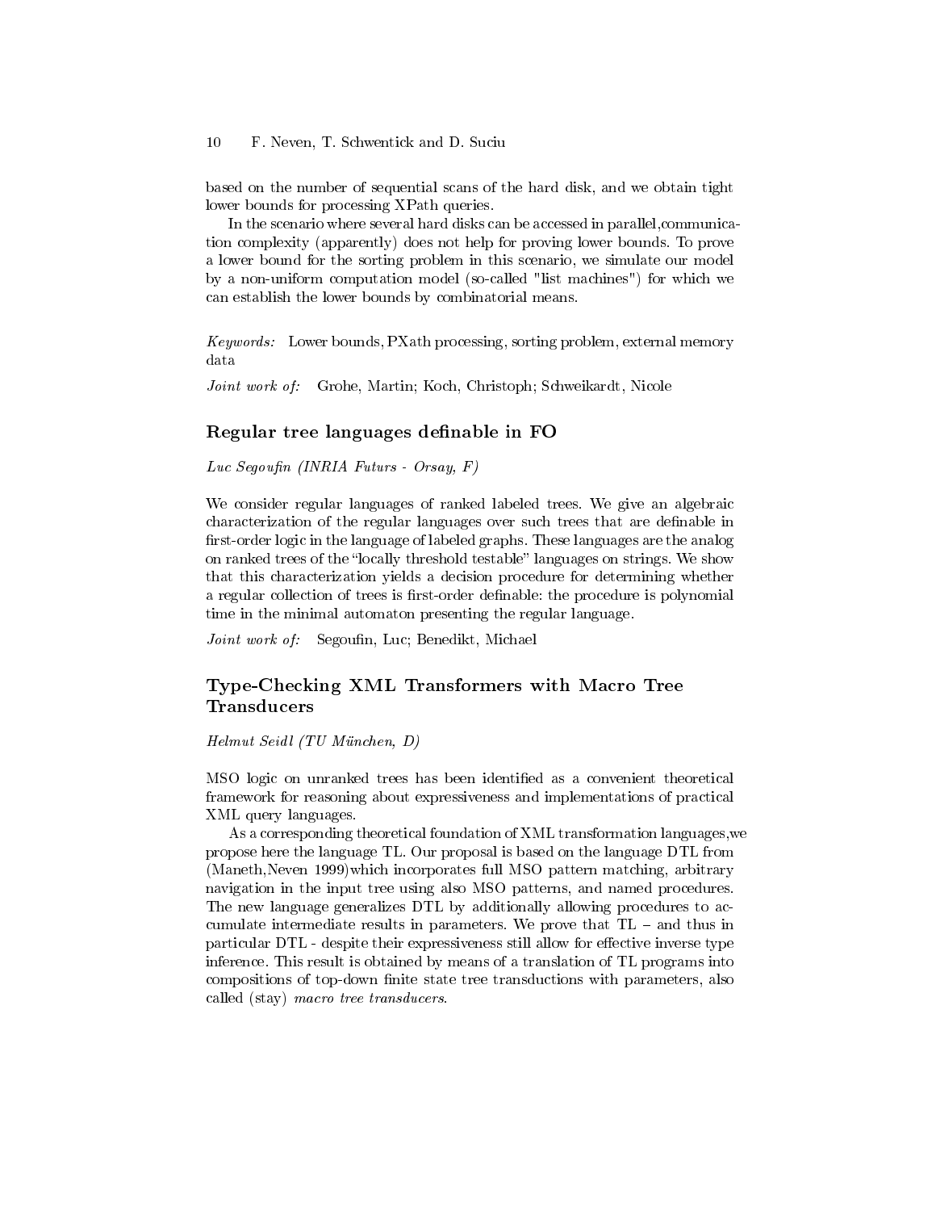based on the number of sequential scans of the hard disk, and we obtain tight lower bounds for processing XPath queries.

In the scenario where several hard disks can be accessed in parallel,communication complexity (apparently) does not help for proving lower bounds. To prove a lower bound for the sorting problem in this scenario, we simulate our model by a non-uniform computation model (so-called "list machines") for which we can establish the lower bounds by combinatorial means.

*Keywords:* Lower bounds, PXath processing, sorting problem, external memory data

*Joint work of:* Grohe, Martin; Koch, Christoph; Schweikardt, Nicole

## Regular tree languages definable in FO

*Luc Segoufin (INRIA Futurs - Orsay, F)*

We consider regular languages of ranked labeled trees. We give an algebraic characterization of the regular languages over such trees that are definable in first-order logic in the language of labeled graphs. These languages are the analog on ranked trees of the "locally threshold testable" languages on strings. We show that this characterization yields a decision procedure for determining whether a regular collection of trees is first-order definable: the procedure is polynomial time in the minimal automaton presenting the regular language.

*Joint work of:* Segoufin, Luc; Benedikt, Michael

## Type-Checking XML Transformers with Macro Tree Transducers

*Helmut Seidl (TU München, D)*

MSO logic on unranked trees has been identified as a convenient theoretical framework for reasoning about expressiveness and implementations of practical XML query languages.

As a corresponding theoretical foundation of XML transformation languages,we propose here the language TL. Our proposal is based on the language DTL from (Maneth,Neven 1999)which incorporates full MSO pattern matching, arbitrary navigation in the input tree using also MSO patterns, and named procedures. The new language generalizes DTL by additionally allowing procedures to accumulate intermediate results in parameters. We prove that TL – and thus in particular DTL - despite their expressiveness still allow for effective inverse type inference. This result is obtained by means of a translation of TL programs into compositions of top-down finite state tree transductions with parameters, also called (stay) *macro tree transducers*.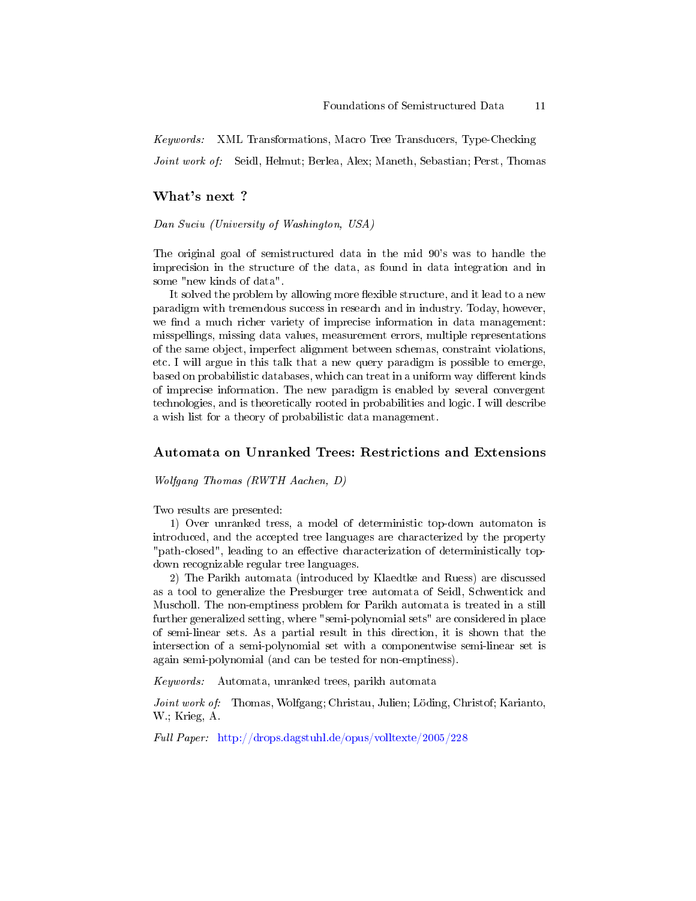*Keywords:* XML Transformations, Macro Tree Transducers, Type-Checking

*Joint work of:* Seidl, Helmut; Berlea, Alex; Maneth, Sebastian; Perst, Thomas

## What's next ?

*Dan Suciu (University of Washington, USA)*

The original goal of semistructured data in the mid 90's was to handle the imprecision in the structure of the data, as found in data integration and in some "new kinds of data".

It solved the problem by allowing more flexible structure, and it lead to a new paradigm with tremendous success in research and in industry. Today, however, we find a much richer variety of imprecise information in data management: misspellings, missing data values, measurement errors, multiple representations of the same object, imperfect alignment between schemas, constraint violations, etc. I will argue in this talk that a new query paradigm is possible to emerge, based on probabilistic databases, which can treat in a uniform way different kinds of imprecise information. The new paradigm is enabled by several convergent technologies, and is theoretically rooted in probabilities and logic. I will describe a wish list for a theory of probabilistic data management.

## Automata on Unranked Trees: Restrictions and Extensions

*Wolfgang Thomas (RWTH Aachen, D)*

Two results are presented:

1) Over unranked tress, a model of deterministic top-down automaton is introduced, and the accepted tree languages are characterized by the property "path-closed", leading to an effective characterization of deterministically top-down recognizable regular tree languages.

2) The Parikh automata (introduced by Klaedtke and Ruess) are discussed as a tool to generalize the Presburger tree automata of Seidl, Schwentick and Muscholl. The non-emptiness problem for Parikh automata is treated in a still further generalized setting, where "semi-polynomial sets" are considered in place of semi-linear sets. As a partial result in this direction, it is shown that the intersection of a semi-polynomial set with a componentwise semi-linear set is again semi-polynomial (and can be tested for non-emptiness).

*Keywords:* Automata, unranked trees, parikh automata

*Joint work of:* Thomas, Wolfgang; Christau, Julien; Löding, Christof; Karianto, W.; Krieg, A.

*Full Paper:* http://drops.dagstuhl.de/opus/volltexte/2005/228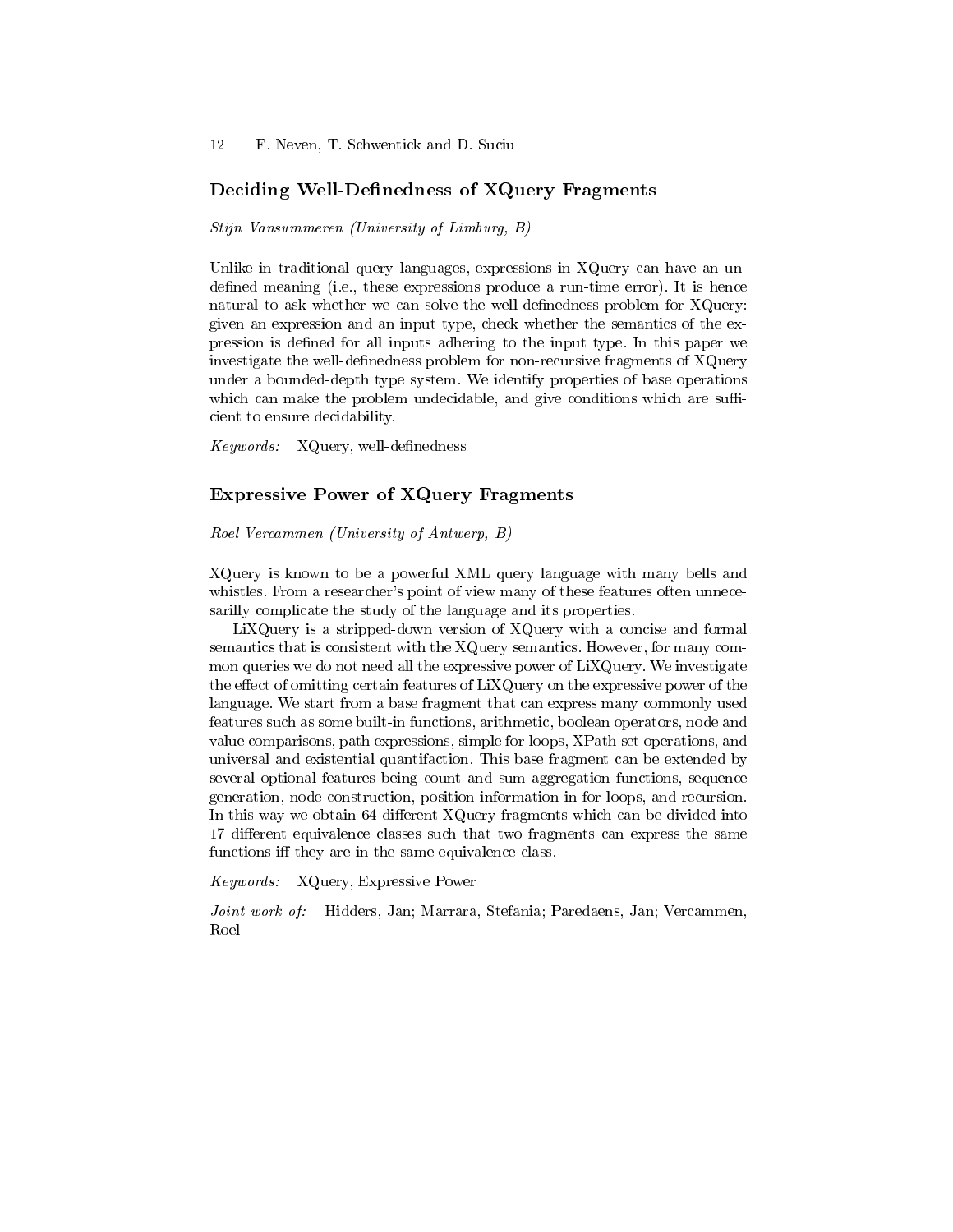## Deciding Well-Definedness of XQuery Fragments

*Stijn Vansummeren (University of Limburg, B)*

Unlike in traditional query languages, expressions in XQuery can have an undefined meaning (i.e., these expressions produce a run-time error). It is hence natural to ask whether we can solve the well-definedness problem for XQuery: given an expression and an input type, check whether the semantics of the expression is defined for all inputs adhering to the input type. In this paper we investigate the well-definedness problem for non-recursive fragments of XQuery under a bounded-depth type system. We identify properties of base operations which can make the problem undecidable, and give conditions which are sufficient to ensure decidability.

*Keywords:* XQuery, well-definedness

## Expressive Power of XQuery Fragments

*Roel Vercammen (University of Antwerp, B)*

XQuery is known to be a powerful XML query language with many bells and whistles. From a researcher's point of view many of these features often unnecesarilly complicate the study of the language and its properties.

LiXQuery is a stripped-down version of XQuery with a concise and formal semantics that is consistent with the XQuery semantics. However, for many common queries we do not need all the expressive power of LiXQuery. We investigate the effect of omitting certain features of LiXQuery on the expressive power of the language. We start from a base fragment that can express many commonly used features such as some built-in functions, arithmetic, boolean operators, node and value comparisons, path expressions, simple for-loops, XPath set operations, and universal and existential quantifaction. This base fragment can be extended by several optional features being count and sum aggregation functions, sequence generation, node construction, position information in for loops, and recursion. In this way we obtain 64 different XQuery fragments which can be divided into 17 different equivalence classes such that two fragments can express the same functions iff they are in the same equivalence class.

*Keywords:* XQuery, Expressive Power

*Joint work of:* Hidders, Jan; Marrara, Stefania; Paredaens, Jan; Vercammen, Roel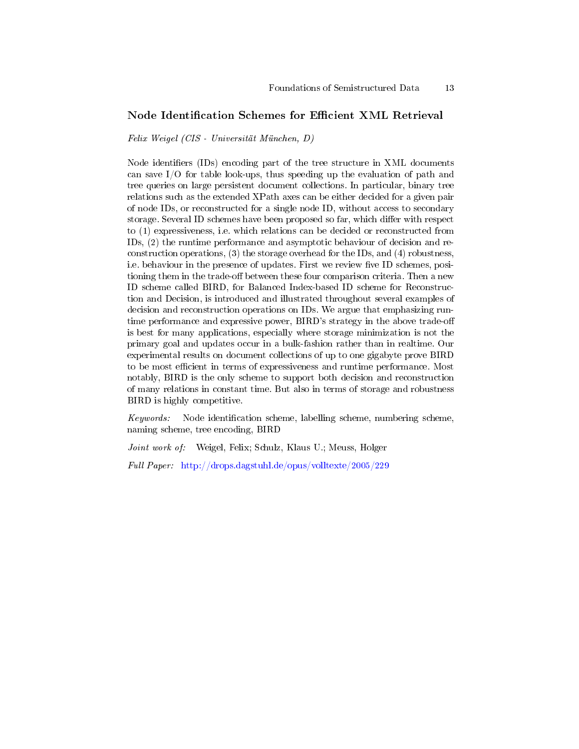## Node Identification Schemes for Efficient XML Retrieval

*Felix Weigel (CIS - Universität München, D)*

Node identifiers (IDs) encoding part of the tree structure in XML documents can save I/O for table look-ups, thus speeding up the evaluation of path and tree queries on large persistent document collections. In particular, binary tree relations such as the extended XPath axes can be either decided for a given pair of node IDs, or reconstructed for a single node ID, without access to secondary storage. Several ID schemes have been proposed so far, which differ with respect to (1) expressiveness, i.e. which relations can be decided or reconstructed from IDs, (2) the runtime performance and asymptotic behaviour of decision and reconstruction operations, (3) the storage overhead for the IDs, and (4) robustness, i.e. behaviour in the presence of updates. First we review five ID schemes, positioning them in the trade-off between these four comparison criteria. Then a new ID scheme called BIRD, for Balanced Index-based ID scheme for Reconstruction and Decision, is introduced and illustrated throughout several examples of decision and reconstruction operations on IDs. We argue that emphasizing runtime performance and expressive power, BIRD's strategy in the above trade-off is best for many applications, especially where storage minimization is not the primary goal and updates occur in a bulk-fashion rather than in realtime. Our experimental results on document collections of up to one gigabyte prove BIRD to be most efficient in terms of expressiveness and runtime performance. Most notably, BIRD is the only scheme to support both decision and reconstruction of many relations in constant time. But also in terms of storage and robustness BIRD is highly competitive.

*Keywords:* Node identification scheme, labelling scheme, numbering scheme, naming scheme, tree encoding, BIRD

*Joint work of:* Weigel, Felix; Schulz, Klaus U.; Meuss, Holger

*Full Paper:* http://drops.dagstuhl.de/opus/volltexte/2005/229